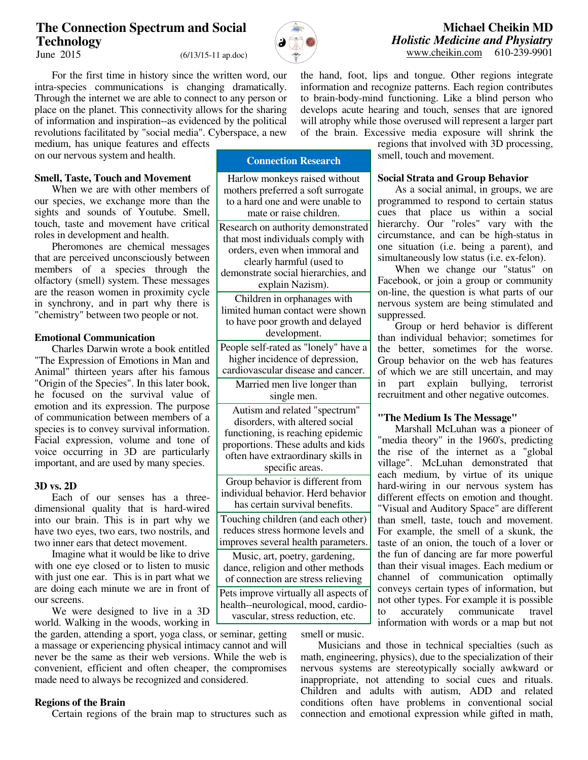# The Connection Spectrum and Social Technology

June 2015 (6/13/15-11 ap.doc)

**Michael Cheikin MD**
*Holistic Medicine and Physiatry*
www.cheikin.com 610-239-9901

For the first time in history since the written word, our intra-species communications is changing dramatically. Through the internet we are able to connect to any person or place on the planet. This connectivity allows for the sharing of information and inspiration--as evidenced by the political revolutions facilitated by "social media". Cyberspace, a new medium, has unique features and effects on our nervous system and health.

## Smell, Taste, Touch and Movement

When we are with other members of our species, we exchange more than the sights and sounds of Youtube. Smell, touch, taste and movement have critical roles in development and health.

Pheromones are chemical messages that are perceived unconsciously between members of a species through the olfactory (smell) system. These messages are the reason women in proximity cycle in synchrony, and in part why there is "chemistry" between two people or not.

## Emotional Communication

Charles Darwin wrote a book entitled "The Expression of Emotions in Man and Animal" thirteen years after his famous "Origin of the Species". In this later book, he focused on the survival value of emotion and its expression. The purpose of communication between members of a species is to convey survival information. Facial expression, volume and tone of voice occurring in 3D are particularly important, and are used by many species.

## 3D vs. 2D

Each of our senses has a three-dimensional quality that is hard-wired into our brain. This is in part why we have two eyes, two ears, two nostrils, and two inner ears that detect movement.

Imagine what it would be like to drive with one eye closed or to listen to music with just one ear. This is in part what we are doing each minute we are in front of our screens.

We were designed to live in a 3D world. Walking in the woods, working in the garden, attending a sport, yoga class, or seminar, getting a massage or experiencing physical intimacy cannot and will never be the same as their web versions. While the web is convenient, efficient and often cheaper, the compromises made need to always be recognized and considered.

## Regions of the Brain

Certain regions of the brain map to structures such as the hand, foot, lips and tongue. Other regions integrate information and recognize patterns. Each region contributes to brain-body-mind functioning. Like a blind person who develops acute hearing and touch, senses that are ignored will atrophy while those overused will represent a larger part of the brain. Excessive media exposure will shrink the regions that involved with 3D processing, smell, touch and movement.

| Connection Research |
|---|
| Harlow monkeys raised without mothers preferred a soft surrogate to a hard one and were unable to mate or raise children. |
| Research on authority demonstrated that most individuals comply with orders, even when immoral and clearly harmful (used to demonstrate social hierarchies, and explain Nazism). |
| Children in orphanages with limited human contact were shown to have poor growth and delayed development. |
| People self-rated as "lonely" have a higher incidence of depression, cardiovascular disease and cancer. |
| Married men live longer than single men. |
| Autism and related "spectrum" disorders, with altered social functioning, is reaching epidemic proportions. These adults and kids often have extraordinary skills in specific areas. |
| Group behavior is different from individual behavior. Herd behavior has certain survival benefits. |
| Touching children (and each other) reduces stress hormone levels and improves several health parameters. |
| Music, art, poetry, gardening, dance, religion and other methods of connection are stress relieving |
| Pets improve virtually all aspects of health--neurological, mood, cardio-vascular, stress reduction, etc. |

## Social Strata and Group Behavior

As a social animal, in groups, we are programmed to respond to certain status cues that place us within a social hierarchy. Our "roles" vary with the circumstance, and can be high-status in one situation (i.e. being a parent), and simultaneously low status (i.e. ex-felon).

When we change our "status" on Facebook, or join a group or community on-line, the question is what parts of our nervous system are being stimulated and suppressed.

Group or herd behavior is different than individual behavior; sometimes for the better, sometimes for the worse. Group behavior on the web has features of which we are still uncertain, and may in part explain bullying, terrorist recruitment and other negative outcomes.

## "The Medium Is The Message"

Marshall McLuhan was a pioneer of "media theory" in the 1960's, predicting the rise of the internet as a "global village". McLuhan demonstrated that each medium, by virtue of its unique hard-wiring in our nervous system has different effects on emotion and thought. "Visual and Auditory Space" are different than smell, taste, touch and movement. For example, the smell of a skunk, the taste of an onion, the touch of a lover or the fun of dancing are far more powerful than their visual images. Each medium or channel of communication optimally conveys certain types of information, but not other types. For example it is possible to accurately communicate travel information with words or a map but not smell or music.

Musicians and those in technical specialties (such as math, engineering, physics), due to the specialization of their nervous systems are stereotypically socially awkward or inappropriate, not attending to social cues and rituals. Children and adults with autism, ADD and related conditions often have problems in conventional social connection and emotional expression while gifted in math,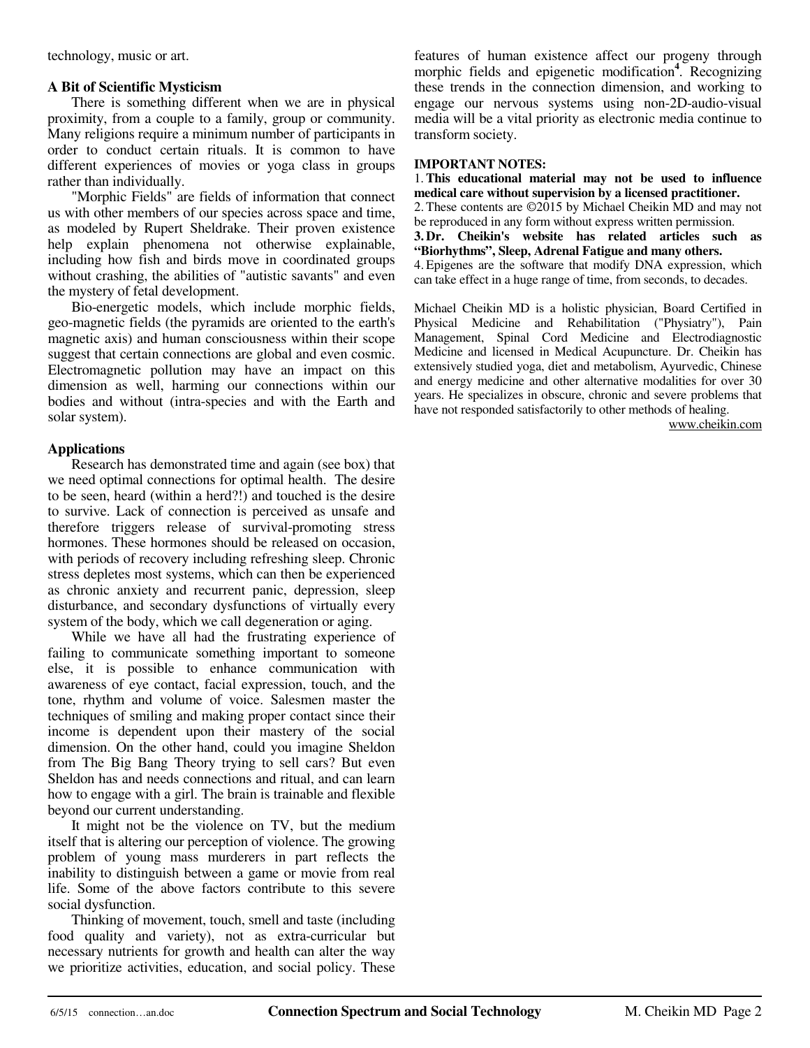technology, music or art.

**A Bit of Scientific Mysticism**

There is something different when we are in physical proximity, from a couple to a family, group or community. Many religions require a minimum number of participants in order to conduct certain rituals. It is common to have different experiences of movies or yoga class in groups rather than individually.

"Morphic Fields" are fields of information that connect us with other members of our species across space and time, as modeled by Rupert Sheldrake. Their proven existence help explain phenomena not otherwise explainable, including how fish and birds move in coordinated groups without crashing, the abilities of "autistic savants" and even the mystery of fetal development.

Bio-energetic models, which include morphic fields, geo-magnetic fields (the pyramids are oriented to the earth's magnetic axis) and human consciousness within their scope suggest that certain connections are global and even cosmic. Electromagnetic pollution may have an impact on this dimension as well, harming our connections within our bodies and without (intra-species and with the Earth and solar system).

**Applications**

Research has demonstrated time and again (see box) that we need optimal connections for optimal health. The desire to be seen, heard (within a herd?!) and touched is the desire to survive. Lack of connection is perceived as unsafe and therefore triggers release of survival-promoting stress hormones. These hormones should be released on occasion, with periods of recovery including refreshing sleep. Chronic stress depletes most systems, which can then be experienced as chronic anxiety and recurrent panic, depression, sleep disturbance, and secondary dysfunctions of virtually every system of the body, which we call degeneration or aging.

While we have all had the frustrating experience of failing to communicate something important to someone else, it is possible to enhance communication with awareness of eye contact, facial expression, touch, and the tone, rhythm and volume of voice. Salesmen master the techniques of smiling and making proper contact since their income is dependent upon their mastery of the social dimension. On the other hand, could you imagine Sheldon from The Big Bang Theory trying to sell cars? But even Sheldon has and needs connections and ritual, and can learn how to engage with a girl. The brain is trainable and flexible beyond our current understanding.

It might not be the violence on TV, but the medium itself that is altering our perception of violence. The growing problem of young mass murderers in part reflects the inability to distinguish between a game or movie from real life. Some of the above factors contribute to this severe social dysfunction.

Thinking of movement, touch, smell and taste (including food quality and variety), not as extra-curricular but necessary nutrients for growth and health can alter the way we prioritize activities, education, and social policy. These features of human existence affect our progeny through morphic fields and epigenetic modification[4]. Recognizing these trends in the connection dimension, and working to engage our nervous systems using non-2D-audio-visual media will be a vital priority as electronic media continue to transform society.

**IMPORTANT NOTES:**

1. **This educational material may not be used to influence medical care without supervision by a licensed practitioner.**
2. These contents are ©2015 by Michael Cheikin MD and may not be reproduced in any form without express written permission.
3. **Dr. Cheikin's website has related articles such as "Biorhythms", Sleep, Adrenal Fatigue and many others.**
4. Epigenes are the software that modify DNA expression, which can take effect in a huge range of time, from seconds, to decades.

Michael Cheikin MD is a holistic physician, Board Certified in Physical Medicine and Rehabilitation ("Physiatry"), Pain Management, Spinal Cord Medicine and Electrodiagnostic Medicine and licensed in Medical Acupuncture. Dr. Cheikin has extensively studied yoga, diet and metabolism, Ayurvedic, Chinese and energy medicine and other alternative modalities for over 30 years. He specializes in obscure, chronic and severe problems that have not responded satisfactorily to other methods of healing.

www.cheikin.com